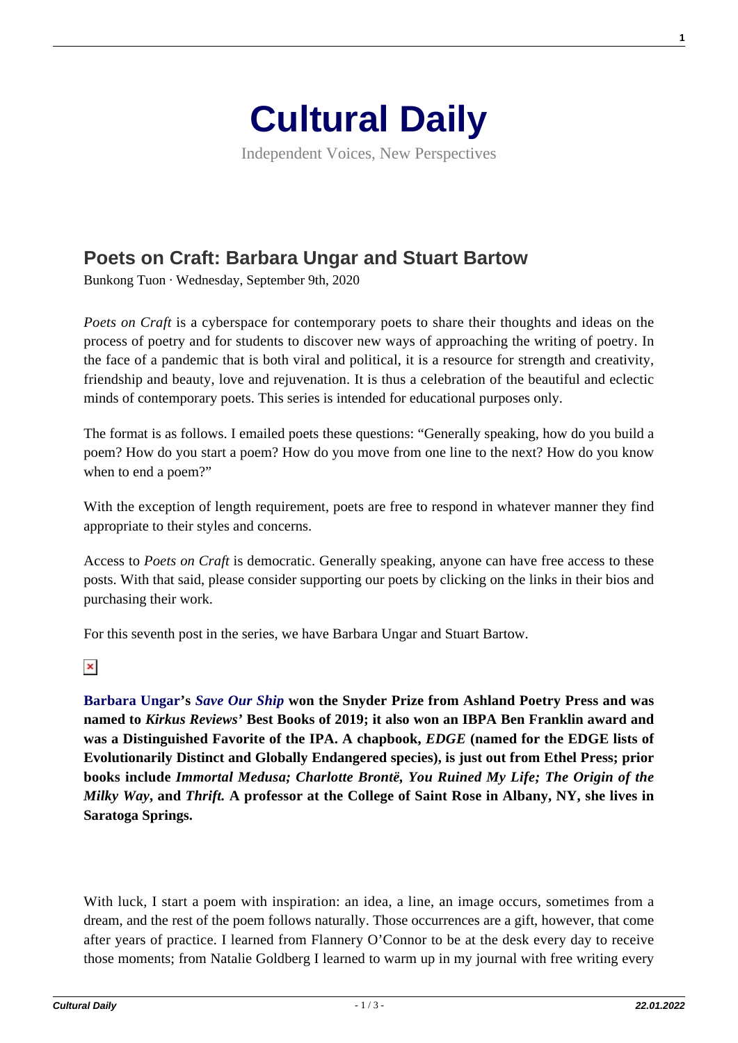# Cultural Daily

Independent Voices, New Perspectives

## Poets on Craft: Barbara Ungar and Stuart Bartow

Bunkong Tuon · Wednesday, September 9th, 2020

*Poets on Craft* is a cyberspace for contemporary poets to share their thoughts and ideas on the process of poetry and for students to discover new ways of approaching the writing of poetry. In the face of a pandemic that is both viral and political, it is a resource for strength and creativity, friendship and beauty, love and rejuvenation. It is thus a celebration of the beautiful and eclectic minds of contemporary poets. This series is intended for educational purposes only.

The format is as follows. I emailed poets these questions: "Generally speaking, how do you build a poem? How do you start a poem? How do you move from one line to the next? How do you know when to end a poem?"

With the exception of length requirement, poets are free to respond in whatever manner they find appropriate to their styles and concerns.

Access to *Poets on Craft* is democratic. Generally speaking, anyone can have free access to these posts. With that said, please consider supporting our poets by clicking on the links in their bios and purchasing their work.

For this seventh post in the series, we have Barbara Ungar and Stuart Bartow.

**Barbara Ungar's *Save Our Ship* won the Snyder Prize from Ashland Poetry Press and was named to *Kirkus Reviews'* Best Books of 2019; it also won an IBPA Ben Franklin award and was a Distinguished Favorite of the IPA. A chapbook, *EDGE* (named for the EDGE lists of Evolutionarily Distinct and Globally Endangered species), is just out from Ethel Press; prior books include *Immortal Medusa; Charlotte Brontë, You Ruined My Life; The Origin of the Milky Way*, and *Thrift.* A professor at the College of Saint Rose in Albany, NY, she lives in Saratoga Springs.**

With luck, I start a poem with inspiration: an idea, a line, an image occurs, sometimes from a dream, and the rest of the poem follows naturally. Those occurrences are a gift, however, that come after years of practice. I learned from Flannery O'Connor to be at the desk every day to receive those moments; from Natalie Goldberg I learned to warm up in my journal with free writing every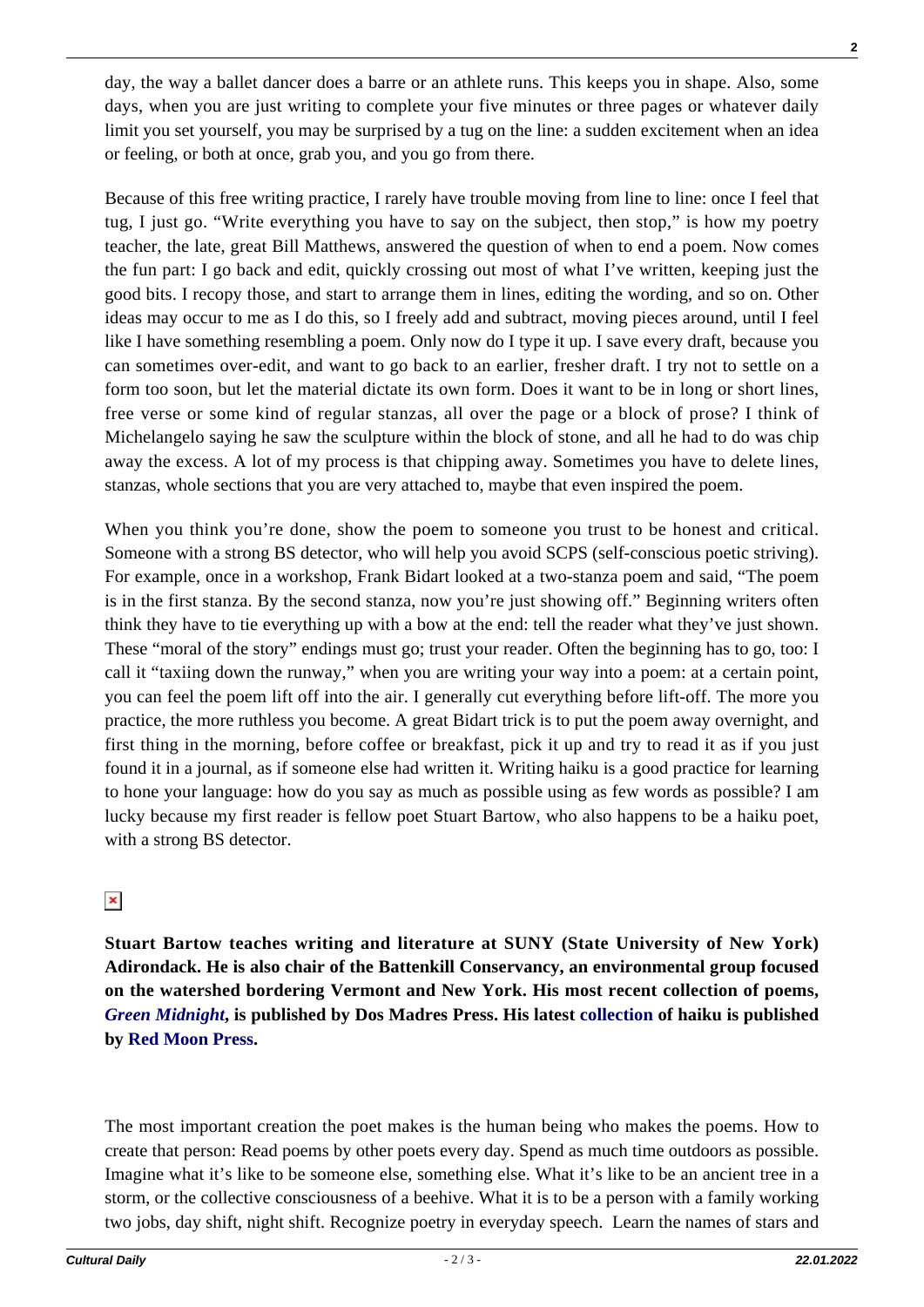day, the way a ballet dancer does a barre or an athlete runs. This keeps you in shape. Also, some days, when you are just writing to complete your five minutes or three pages or whatever daily limit you set yourself, you may be surprised by a tug on the line: a sudden excitement when an idea or feeling, or both at once, grab you, and you go from there.

Because of this free writing practice, I rarely have trouble moving from line to line: once I feel that tug, I just go. "Write everything you have to say on the subject, then stop," is how my poetry teacher, the late, great Bill Matthews, answered the question of when to end a poem. Now comes the fun part: I go back and edit, quickly crossing out most of what I've written, keeping just the good bits. I recopy those, and start to arrange them in lines, editing the wording, and so on. Other ideas may occur to me as I do this, so I freely add and subtract, moving pieces around, until I feel like I have something resembling a poem. Only now do I type it up. I save every draft, because you can sometimes over-edit, and want to go back to an earlier, fresher draft. I try not to settle on a form too soon, but let the material dictate its own form. Does it want to be in long or short lines, free verse or some kind of regular stanzas, all over the page or a block of prose? I think of Michelangelo saying he saw the sculpture within the block of stone, and all he had to do was chip away the excess. A lot of my process is that chipping away. Sometimes you have to delete lines, stanzas, whole sections that you are very attached to, maybe that even inspired the poem.

When you think you're done, show the poem to someone you trust to be honest and critical. Someone with a strong BS detector, who will help you avoid SCPS (self-conscious poetic striving). For example, once in a workshop, Frank Bidart looked at a two-stanza poem and said, "The poem is in the first stanza. By the second stanza, now you're just showing off." Beginning writers often think they have to tie everything up with a bow at the end: tell the reader what they've just shown. These "moral of the story" endings must go; trust your reader. Often the beginning has to go, too: I call it "taxiing down the runway," when you are writing your way into a poem: at a certain point, you can feel the poem lift off into the air. I generally cut everything before lift-off. The more you practice, the more ruthless you become. A great Bidart trick is to put the poem away overnight, and first thing in the morning, before coffee or breakfast, pick it up and try to read it as if you just found it in a journal, as if someone else had written it. Writing haiku is a good practice for learning to hone your language: how do you say as much as possible using as few words as possible? I am lucky because my first reader is fellow poet Stuart Bartow, who also happens to be a haiku poet, with a strong BS detector.

**Stuart Bartow teaches writing and literature at SUNY (State University of New York) Adirondack. He is also chair of the Battenkill Conservancy, an environmental group focused on the watershed bordering Vermont and New York. His most recent collection of poems, *Green Midnight*, is published by Dos Madres Press. His latest collection of haiku is published by Red Moon Press.**

The most important creation the poet makes is the human being who makes the poems. How to create that person: Read poems by other poets every day. Spend as much time outdoors as possible. Imagine what it's like to be someone else, something else. What it's like to be an ancient tree in a storm, or the collective consciousness of a beehive. What it is to be a person with a family working two jobs, day shift, night shift. Recognize poetry in everyday speech. Learn the names of stars and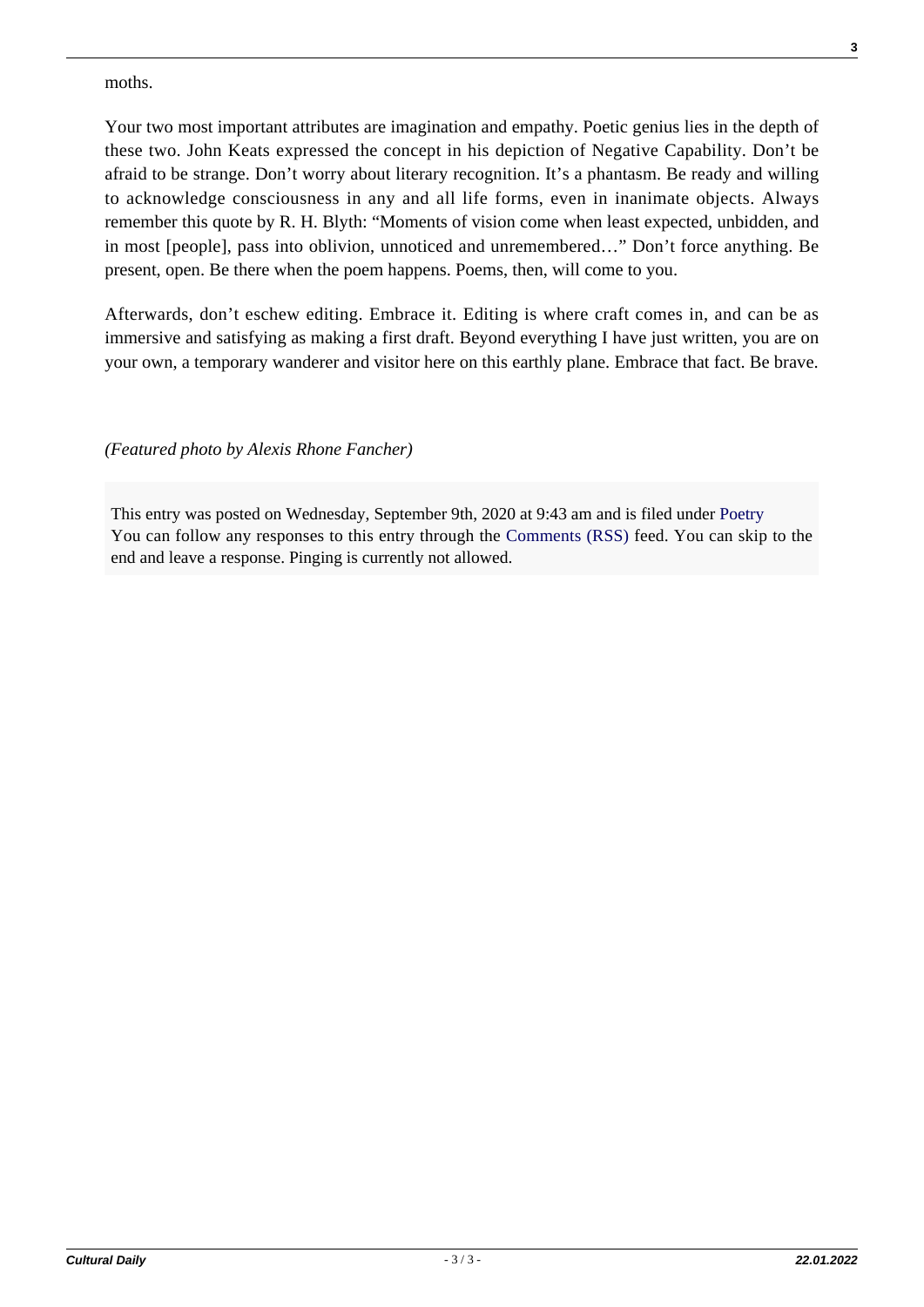moths.

Your two most important attributes are imagination and empathy. Poetic genius lies in the depth of these two. John Keats expressed the concept in his depiction of Negative Capability. Don't be afraid to be strange. Don't worry about literary recognition. It's a phantasm. Be ready and willing to acknowledge consciousness in any and all life forms, even in inanimate objects. Always remember this quote by R. H. Blyth: "Moments of vision come when least expected, unbidden, and in most [people], pass into oblivion, unnoticed and unremembered…" Don't force anything. Be present, open. Be there when the poem happens. Poems, then, will come to you.

Afterwards, don't eschew editing. Embrace it. Editing is where craft comes in, and can be as immersive and satisfying as making a first draft. Beyond everything I have just written, you are on your own, a temporary wanderer and visitor here on this earthly plane. Embrace that fact. Be brave.

*(Featured photo by Alexis Rhone Fancher)*

This entry was posted on Wednesday, September 9th, 2020 at 9:43 am and is filed under Poetry
You can follow any responses to this entry through the Comments (RSS) feed. You can skip to the end and leave a response. Pinging is currently not allowed.